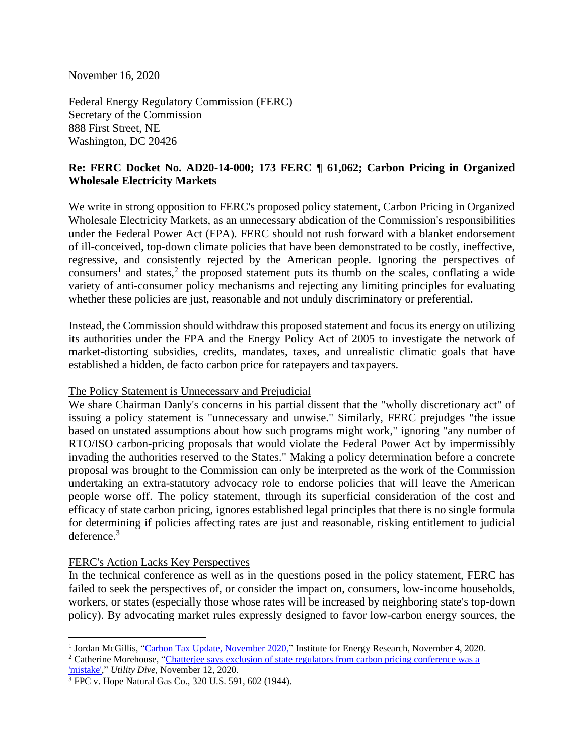November 16, 2020

Federal Energy Regulatory Commission (FERC)
Secretary of the Commission
888 First Street, NE
Washington, DC 20426

**Re: FERC Docket No. AD20-14-000; 173 FERC ¶ 61,062; Carbon Pricing in Organized Wholesale Electricity Markets**

We write in strong opposition to FERC's proposed policy statement, Carbon Pricing in Organized Wholesale Electricity Markets, as an unnecessary abdication of the Commission's responsibilities under the Federal Power Act (FPA). FERC should not rush forward with a blanket endorsement of ill-conceived, top-down climate policies that have been demonstrated to be costly, ineffective, regressive, and consistently rejected by the American people. Ignoring the perspectives of consumers[1] and states,[2] the proposed statement puts its thumb on the scales, conflating a wide variety of anti-consumer policy mechanisms and rejecting any limiting principles for evaluating whether these policies are just, reasonable and not unduly discriminatory or preferential.

Instead, the Commission should withdraw this proposed statement and focus its energy on utilizing its authorities under the FPA and the Energy Policy Act of 2005 to investigate the network of market-distorting subsidies, credits, mandates, taxes, and unrealistic climatic goals that have established a hidden, de facto carbon price for ratepayers and taxpayers.

<u>The Policy Statement is Unnecessary and Prejudicial</u>

We share Chairman Danly's concerns in his partial dissent that the "wholly discretionary act" of issuing a policy statement is "unnecessary and unwise." Similarly, FERC prejudges "the issue based on unstated assumptions about how such programs might work," ignoring "any number of RTO/ISO carbon-pricing proposals that would violate the Federal Power Act by impermissibly invading the authorities reserved to the States." Making a policy determination before a concrete proposal was brought to the Commission can only be interpreted as the work of the Commission undertaking an extra-statutory advocacy role to endorse policies that will leave the American people worse off. The policy statement, through its superficial consideration of the cost and efficacy of state carbon pricing, ignores established legal principles that there is no single formula for determining if policies affecting rates are just and reasonable, risking entitlement to judicial deference.[3]

<u>FERC's Action Lacks Key Perspectives</u>

In the technical conference as well as in the questions posed in the policy statement, FERC has failed to seek the perspectives of, or consider the impact on, consumers, low-income households, workers, or states (especially those whose rates will be increased by neighboring state's top-down policy). By advocating market rules expressly designed to favor low-carbon energy sources, the

---

[1] Jordan McGillis, "Carbon Tax Update, November 2020," Institute for Energy Research, November 4, 2020.

[2] Catherine Morehouse, "Chatterjee says exclusion of state regulators from carbon pricing conference was a 'mistake'," *Utility Dive*, November 12, 2020.

[3] FPC v. Hope Natural Gas Co., 320 U.S. 591, 602 (1944).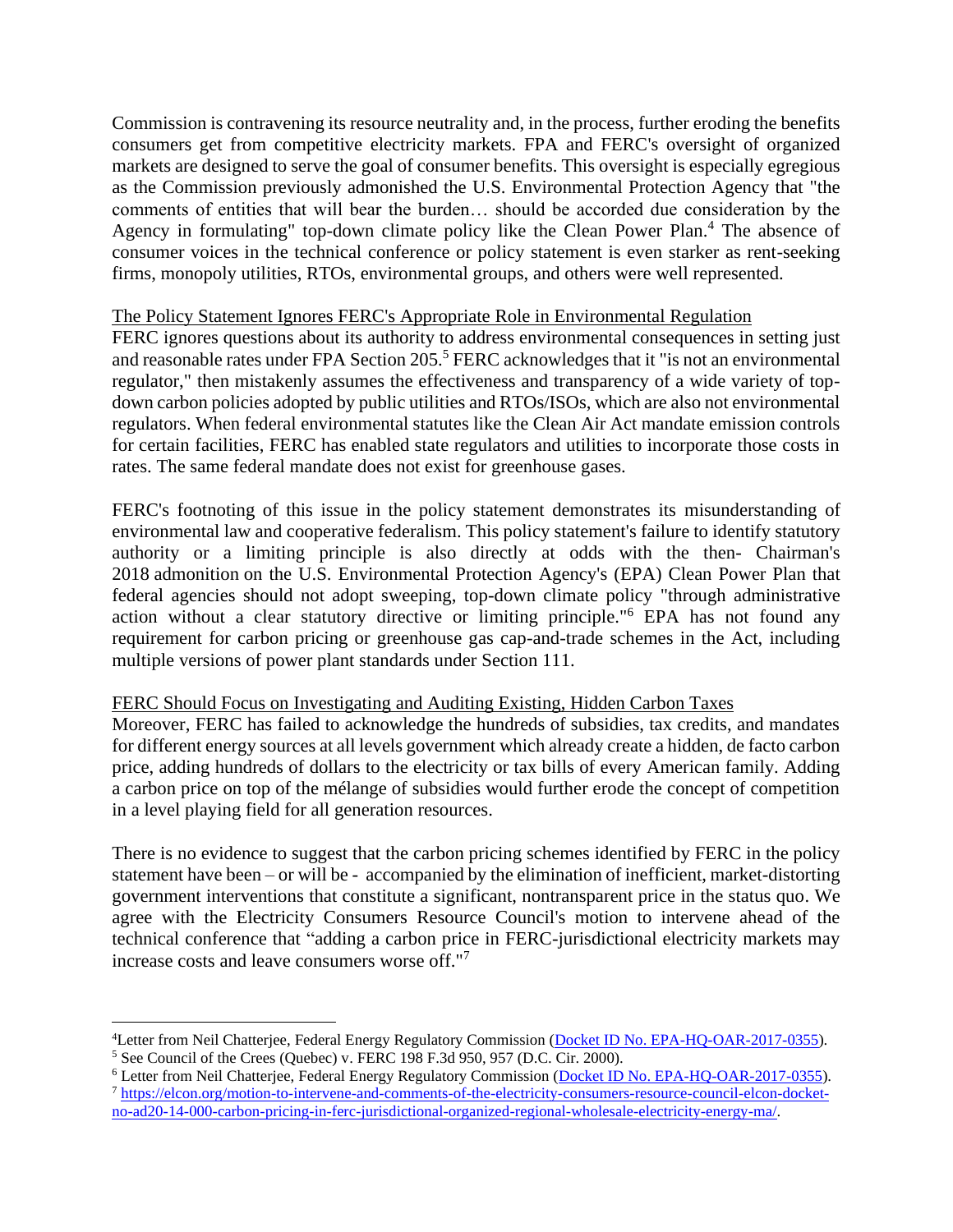Commission is contravening its resource neutrality and, in the process, further eroding the benefits consumers get from competitive electricity markets. FPA and FERC's oversight of organized markets are designed to serve the goal of consumer benefits. This oversight is especially egregious as the Commission previously admonished the U.S. Environmental Protection Agency that "the comments of entities that will bear the burden… should be accorded due consideration by the Agency in formulating" top-down climate policy like the Clean Power Plan.[4] The absence of consumer voices in the technical conference or policy statement is even starker as rent-seeking firms, monopoly utilities, RTOs, environmental groups, and others were well represented.

<u>The Policy Statement Ignores FERC's Appropriate Role in Environmental Regulation</u>

FERC ignores questions about its authority to address environmental consequences in setting just and reasonable rates under FPA Section 205.[5] FERC acknowledges that it "is not an environmental regulator," then mistakenly assumes the effectiveness and transparency of a wide variety of top-down carbon policies adopted by public utilities and RTOs/ISOs, which are also not environmental regulators. When federal environmental statutes like the Clean Air Act mandate emission controls for certain facilities, FERC has enabled state regulators and utilities to incorporate those costs in rates. The same federal mandate does not exist for greenhouse gases.

FERC's footnoting of this issue in the policy statement demonstrates its misunderstanding of environmental law and cooperative federalism. This policy statement's failure to identify statutory authority or a limiting principle is also directly at odds with the then- Chairman's 2018 admonition on the U.S. Environmental Protection Agency's (EPA) Clean Power Plan that federal agencies should not adopt sweeping, top-down climate policy "through administrative action without a clear statutory directive or limiting principle."[6] EPA has not found any requirement for carbon pricing or greenhouse gas cap-and-trade schemes in the Act, including multiple versions of power plant standards under Section 111.

<u>FERC Should Focus on Investigating and Auditing Existing, Hidden Carbon Taxes</u>

Moreover, FERC has failed to acknowledge the hundreds of subsidies, tax credits, and mandates for different energy sources at all levels government which already create a hidden, de facto carbon price, adding hundreds of dollars to the electricity or tax bills of every American family. Adding a carbon price on top of the mélange of subsidies would further erode the concept of competition in a level playing field for all generation resources.

There is no evidence to suggest that the carbon pricing schemes identified by FERC in the policy statement have been – or will be - accompanied by the elimination of inefficient, market-distorting government interventions that constitute a significant, nontransparent price in the status quo. We agree with the Electricity Consumers Resource Council's motion to intervene ahead of the technical conference that "adding a carbon price in FERC-jurisdictional electricity markets may increase costs and leave consumers worse off."[7]

---

[4] Letter from Neil Chatterjee, Federal Energy Regulatory Commission ([Docket ID No. EPA-HQ-OAR-2017-0355](Docket ID No. EPA-HQ-OAR-2017-0355)).

[5] See Council of the Crees (Quebec) v. FERC 198 F.3d 950, 957 (D.C. Cir. 2000).

[6] Letter from Neil Chatterjee, Federal Energy Regulatory Commission ([Docket ID No. EPA-HQ-OAR-2017-0355](Docket ID No. EPA-HQ-OAR-2017-0355)).

[7] https://elcon.org/motion-to-intervene-and-comments-of-the-electricity-consumers-resource-council-elcon-docket-no-ad20-14-000-carbon-pricing-in-ferc-jurisdictional-organized-regional-wholesale-electricity-energy-ma/.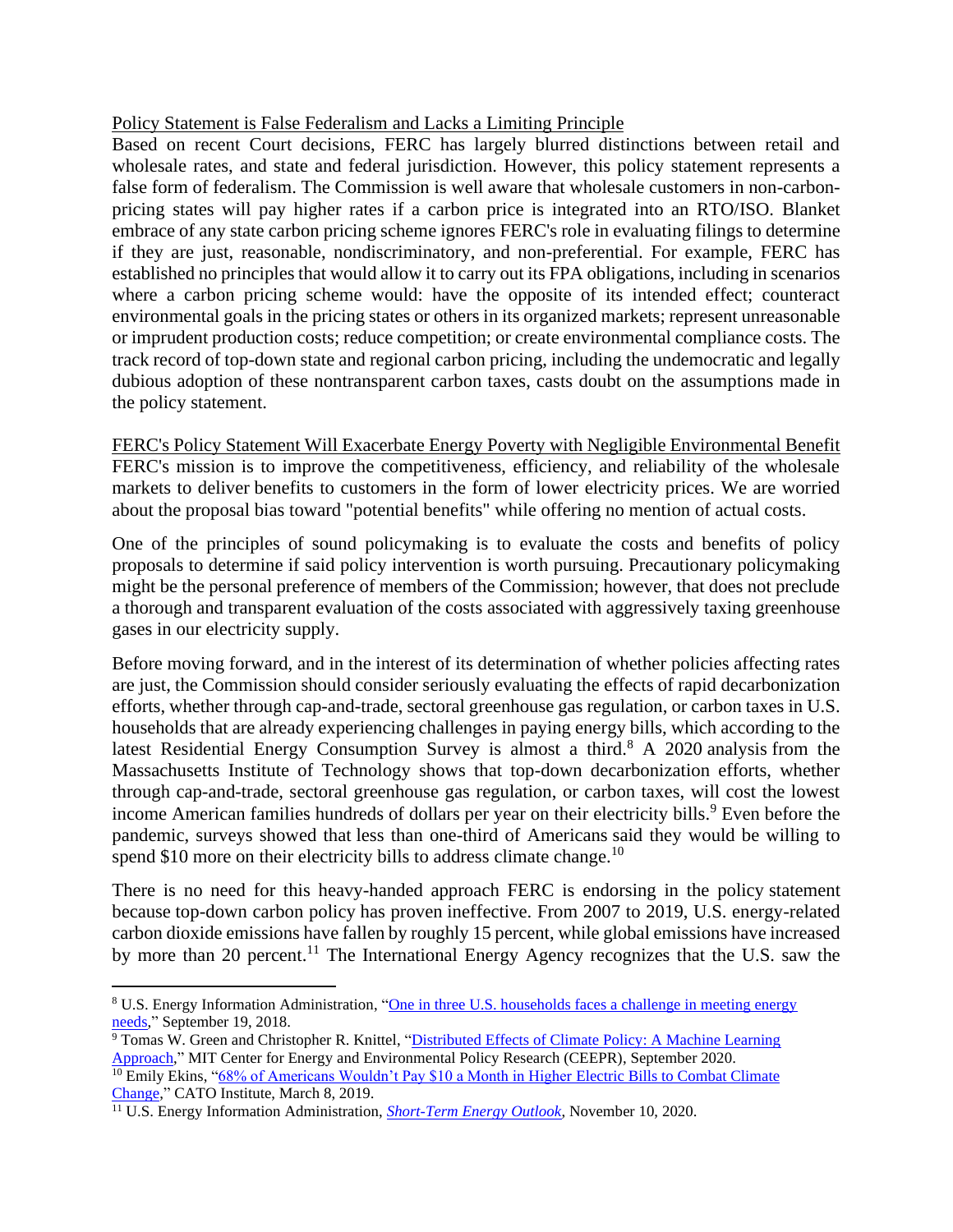<u>Policy Statement is False Federalism and Lacks a Limiting Principle</u>

Based on recent Court decisions, FERC has largely blurred distinctions between retail and wholesale rates, and state and federal jurisdiction. However, this policy statement represents a false form of federalism. The Commission is well aware that wholesale customers in non-carbon-pricing states will pay higher rates if a carbon price is integrated into an RTO/ISO. Blanket embrace of any state carbon pricing scheme ignores FERC's role in evaluating filings to determine if they are just, reasonable, nondiscriminatory, and non-preferential. For example, FERC has established no principles that would allow it to carry out its FPA obligations, including in scenarios where a carbon pricing scheme would: have the opposite of its intended effect; counteract environmental goals in the pricing states or others in its organized markets; represent unreasonable or imprudent production costs; reduce competition; or create environmental compliance costs. The track record of top-down state and regional carbon pricing, including the undemocratic and legally dubious adoption of these nontransparent carbon taxes, casts doubt on the assumptions made in the policy statement.

<u>FERC's Policy Statement Will Exacerbate Energy Poverty with Negligible Environmental Benefit</u>

FERC's mission is to improve the competitiveness, efficiency, and reliability of the wholesale markets to deliver benefits to customers in the form of lower electricity prices. We are worried about the proposal bias toward "potential benefits" while offering no mention of actual costs.

One of the principles of sound policymaking is to evaluate the costs and benefits of policy proposals to determine if said policy intervention is worth pursuing. Precautionary policymaking might be the personal preference of members of the Commission; however, that does not preclude a thorough and transparent evaluation of the costs associated with aggressively taxing greenhouse gases in our electricity supply.

Before moving forward, and in the interest of its determination of whether policies affecting rates are just, the Commission should consider seriously evaluating the effects of rapid decarbonization efforts, whether through cap-and-trade, sectoral greenhouse gas regulation, or carbon taxes in U.S. households that are already experiencing challenges in paying energy bills, which according to the latest Residential Energy Consumption Survey is almost a third.[8] A 2020 analysis from the Massachusetts Institute of Technology shows that top-down decarbonization efforts, whether through cap-and-trade, sectoral greenhouse gas regulation, or carbon taxes, will cost the lowest income American families hundreds of dollars per year on their electricity bills.[9] Even before the pandemic, surveys showed that less than one-third of Americans said they would be willing to spend \$10 more on their electricity bills to address climate change.[10]

There is no need for this heavy-handed approach FERC is endorsing in the policy statement because top-down carbon policy has proven ineffective. From 2007 to 2019, U.S. energy-related carbon dioxide emissions have fallen by roughly 15 percent, while global emissions have increased by more than 20 percent.[11] The International Energy Agency recognizes that the U.S. saw the

---

[8] U.S. Energy Information Administration, "One in three U.S. households faces a challenge in meeting energy needs," September 19, 2018.

[9] Tomas W. Green and Christopher R. Knittel, "Distributed Effects of Climate Policy: A Machine Learning Approach," MIT Center for Energy and Environmental Policy Research (CEEPR), September 2020.

[10] Emily Ekins, "68% of Americans Wouldn't Pay \$10 a Month in Higher Electric Bills to Combat Climate Change," CATO Institute, March 8, 2019.

[11] U.S. Energy Information Administration, *Short-Term Energy Outlook*, November 10, 2020.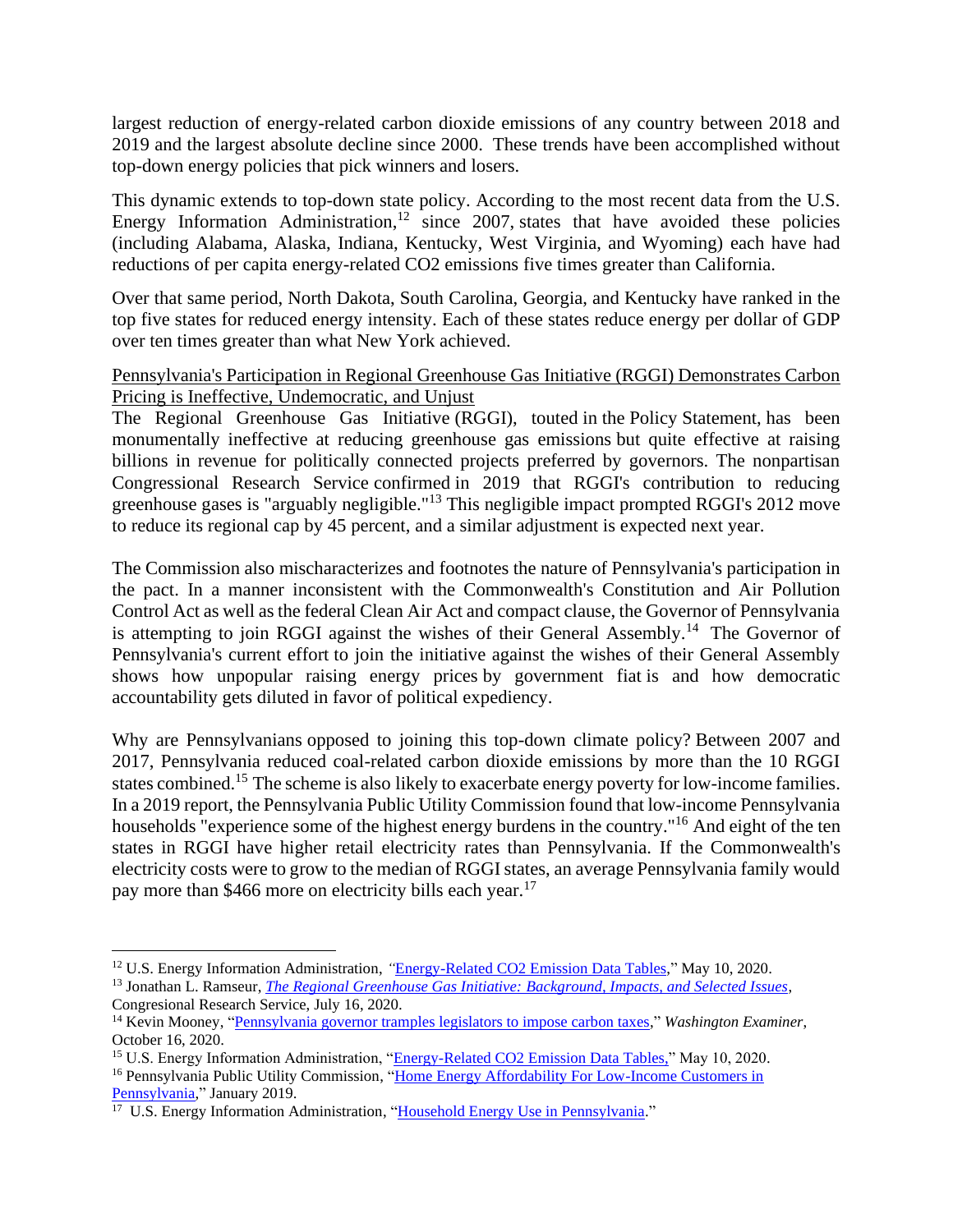largest reduction of energy-related carbon dioxide emissions of any country between 2018 and 2019 and the largest absolute decline since 2000. These trends have been accomplished without top-down energy policies that pick winners and losers.

This dynamic extends to top-down state policy. According to the most recent data from the U.S. Energy Information Administration,[12] since 2007, states that have avoided these policies (including Alabama, Alaska, Indiana, Kentucky, West Virginia, and Wyoming) each have had reductions of per capita energy-related CO2 emissions five times greater than California.

Over that same period, North Dakota, South Carolina, Georgia, and Kentucky have ranked in the top five states for reduced energy intensity. Each of these states reduce energy per dollar of GDP over ten times greater than what New York achieved.

<u>Pennsylvania's Participation in Regional Greenhouse Gas Initiative (RGGI) Demonstrates Carbon Pricing is Ineffective, Undemocratic, and Unjust</u>

The Regional Greenhouse Gas Initiative (RGGI), touted in the Policy Statement, has been monumentally ineffective at reducing greenhouse gas emissions but quite effective at raising billions in revenue for politically connected projects preferred by governors. The nonpartisan Congressional Research Service confirmed in 2019 that RGGI's contribution to reducing greenhouse gases is "arguably negligible."[13] This negligible impact prompted RGGI's 2012 move to reduce its regional cap by 45 percent, and a similar adjustment is expected next year.

The Commission also mischaracterizes and footnotes the nature of Pennsylvania's participation in the pact. In a manner inconsistent with the Commonwealth's Constitution and Air Pollution Control Act as well as the federal Clean Air Act and compact clause, the Governor of Pennsylvania is attempting to join RGGI against the wishes of their General Assembly.[14] The Governor of Pennsylvania's current effort to join the initiative against the wishes of their General Assembly shows how unpopular raising energy prices by government fiat is and how democratic accountability gets diluted in favor of political expediency.

Why are Pennsylvanians opposed to joining this top-down climate policy? Between 2007 and 2017, Pennsylvania reduced coal-related carbon dioxide emissions by more than the 10 RGGI states combined.[15] The scheme is also likely to exacerbate energy poverty for low-income families. In a 2019 report, the Pennsylvania Public Utility Commission found that low-income Pennsylvania households "experience some of the highest energy burdens in the country."[16] And eight of the ten states in RGGI have higher retail electricity rates than Pennsylvania. If the Commonwealth's electricity costs were to grow to the median of RGGI states, an average Pennsylvania family would pay more than $466 more on electricity bills each year.[17]

---

[12] U.S. Energy Information Administration, "Energy-Related CO2 Emission Data Tables," May 10, 2020.

[13] Jonathan L. Ramseur, *The Regional Greenhouse Gas Initiative: Background, Impacts, and Selected Issues*, Congresional Research Service, July 16, 2020.

[14] Kevin Mooney, "Pennsylvania governor tramples legislators to impose carbon taxes," *Washington Examiner*, October 16, 2020.

[15] U.S. Energy Information Administration, "Energy-Related CO2 Emission Data Tables," May 10, 2020.

[16] Pennsylvania Public Utility Commission, "Home Energy Affordability For Low-Income Customers in Pennsylvania," January 2019.

[17] U.S. Energy Information Administration, "Household Energy Use in Pennsylvania."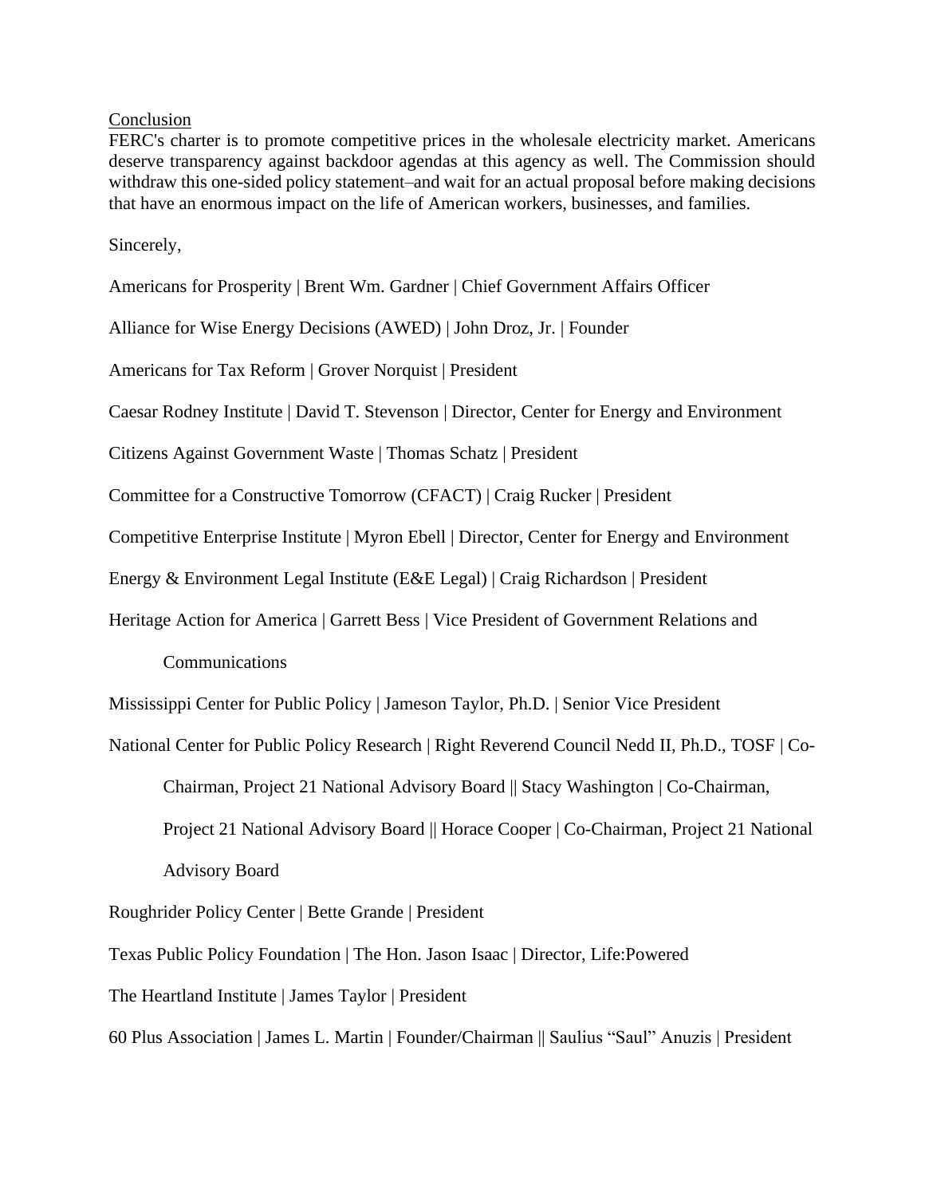Conclusion

FERC's charter is to promote competitive prices in the wholesale electricity market. Americans deserve transparency against backdoor agendas at this agency as well. The Commission should withdraw this one-sided policy statement–and wait for an actual proposal before making decisions that have an enormous impact on the life of American workers, businesses, and families.

Sincerely,

Americans for Prosperity | Brent Wm. Gardner | Chief Government Affairs Officer

Alliance for Wise Energy Decisions (AWED) | John Droz, Jr. | Founder

Americans for Tax Reform | Grover Norquist | President

Caesar Rodney Institute | David T. Stevenson | Director, Center for Energy and Environment

Citizens Against Government Waste | Thomas Schatz | President

Committee for a Constructive Tomorrow (CFACT) | Craig Rucker | President

Competitive Enterprise Institute | Myron Ebell | Director, Center for Energy and Environment

Energy & Environment Legal Institute (E&E Legal) | Craig Richardson | President

Heritage Action for America | Garrett Bess | Vice President of Government Relations and Communications

Mississippi Center for Public Policy | Jameson Taylor, Ph.D. | Senior Vice President

National Center for Public Policy Research | Right Reverend Council Nedd II, Ph.D., TOSF | Co-Chairman, Project 21 National Advisory Board || Stacy Washington | Co-Chairman, Project 21 National Advisory Board || Horace Cooper | Co-Chairman, Project 21 National Advisory Board

Roughrider Policy Center | Bette Grande | President

Texas Public Policy Foundation | The Hon. Jason Isaac | Director, Life:Powered

The Heartland Institute | James Taylor | President

60 Plus Association | James L. Martin | Founder/Chairman || Saulius "Saul" Anuzis | President